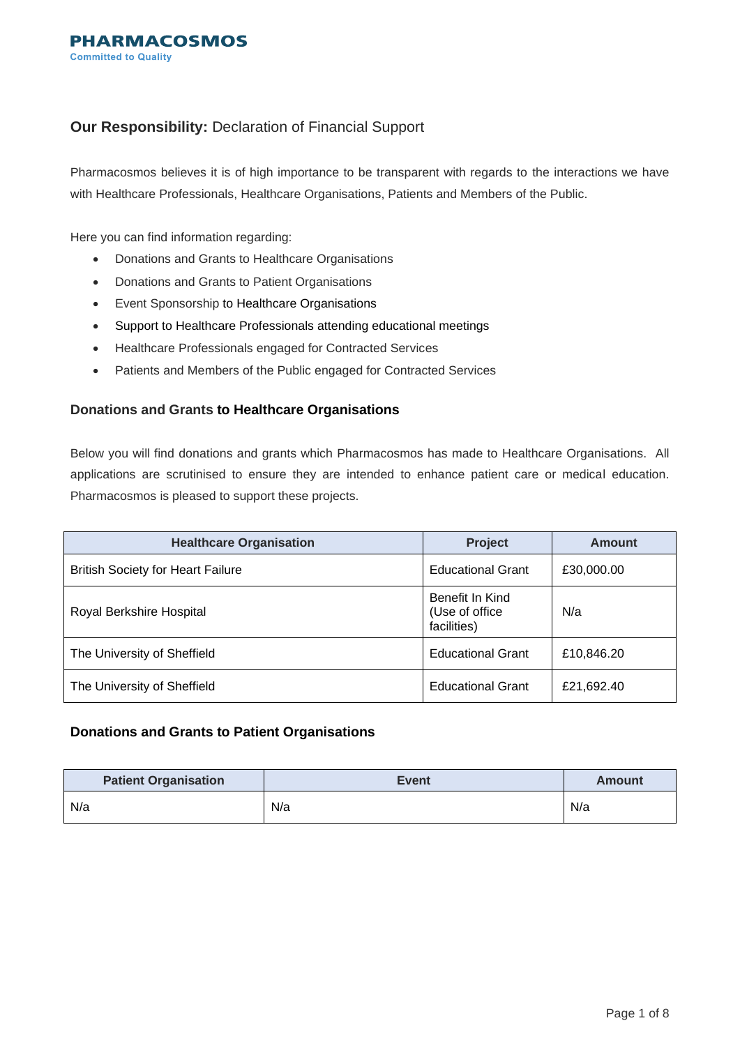PHARMACOSMOS
Committed to Quality

## **Our Responsibility:** Declaration of Financial Support

Pharmacosmos believes it is of high importance to be transparent with regards to the interactions we have with Healthcare Professionals, Healthcare Organisations, Patients and Members of the Public.

Here you can find information regarding:

- Donations and Grants to Healthcare Organisations
- Donations and Grants to Patient Organisations
- Event Sponsorship to Healthcare Organisations
- Support to Healthcare Professionals attending educational meetings
- Healthcare Professionals engaged for Contracted Services
- Patients and Members of the Public engaged for Contracted Services

### Donations and Grants to Healthcare Organisations

Below you will find donations and grants which Pharmacosmos has made to Healthcare Organisations. All applications are scrutinised to ensure they are intended to enhance patient care or medical education. Pharmacosmos is pleased to support these projects.

| Healthcare Organisation | Project | Amount |
|---|---|---|
| British Society for Heart Failure | Educational Grant | £30,000.00 |
| Royal Berkshire Hospital | Benefit In Kind (Use of office facilities) | N/a |
| The University of Sheffield | Educational Grant | £10,846.20 |
| The University of Sheffield | Educational Grant | £21,692.40 |

### Donations and Grants to Patient Organisations

| Patient Organisation | Event | Amount |
|---|---|---|
| N/a | N/a | N/a |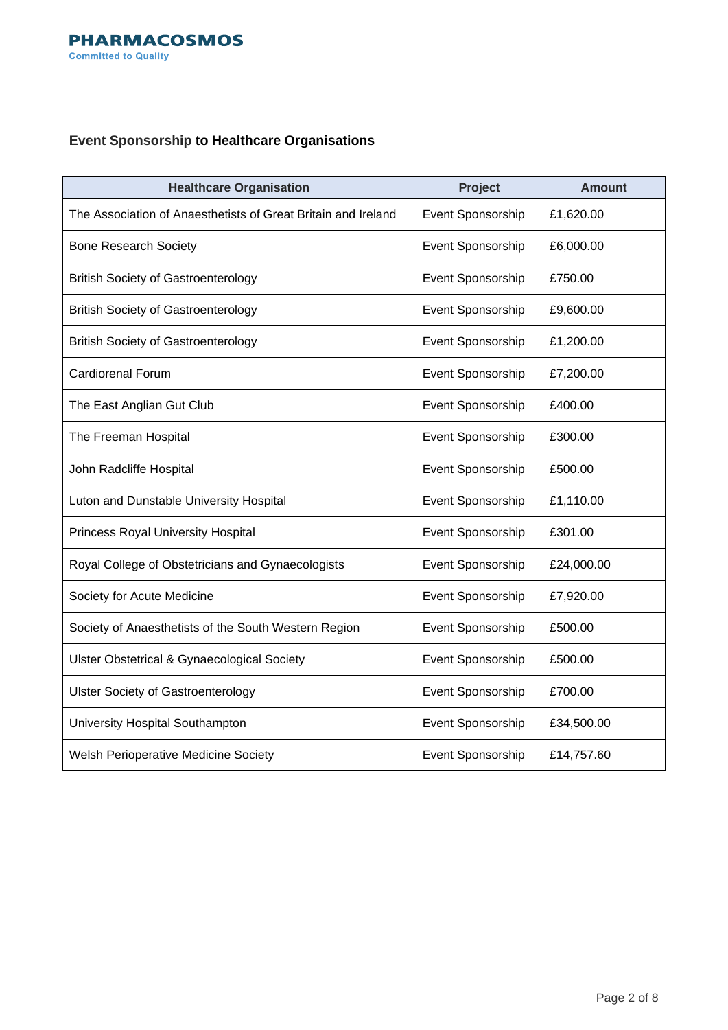## Event Sponsorship to Healthcare Organisations

| Healthcare Organisation | Project | Amount |
|---|---|---|
| The Association of Anaesthetists of Great Britain and Ireland | Event Sponsorship | £1,620.00 |
| Bone Research Society | Event Sponsorship | £6,000.00 |
| British Society of Gastroenterology | Event Sponsorship | £750.00 |
| British Society of Gastroenterology | Event Sponsorship | £9,600.00 |
| British Society of Gastroenterology | Event Sponsorship | £1,200.00 |
| Cardiorenal Forum | Event Sponsorship | £7,200.00 |
| The East Anglian Gut Club | Event Sponsorship | £400.00 |
| The Freeman Hospital | Event Sponsorship | £300.00 |
| John Radcliffe Hospital | Event Sponsorship | £500.00 |
| Luton and Dunstable University Hospital | Event Sponsorship | £1,110.00 |
| Princess Royal University Hospital | Event Sponsorship | £301.00 |
| Royal College of Obstetricians and Gynaecologists | Event Sponsorship | £24,000.00 |
| Society for Acute Medicine | Event Sponsorship | £7,920.00 |
| Society of Anaesthetists of the South Western Region | Event Sponsorship | £500.00 |
| Ulster Obstetrical & Gynaecological Society | Event Sponsorship | £500.00 |
| Ulster Society of Gastroenterology | Event Sponsorship | £700.00 |
| University Hospital Southampton | Event Sponsorship | £34,500.00 |
| Welsh Perioperative Medicine Society | Event Sponsorship | £14,757.60 |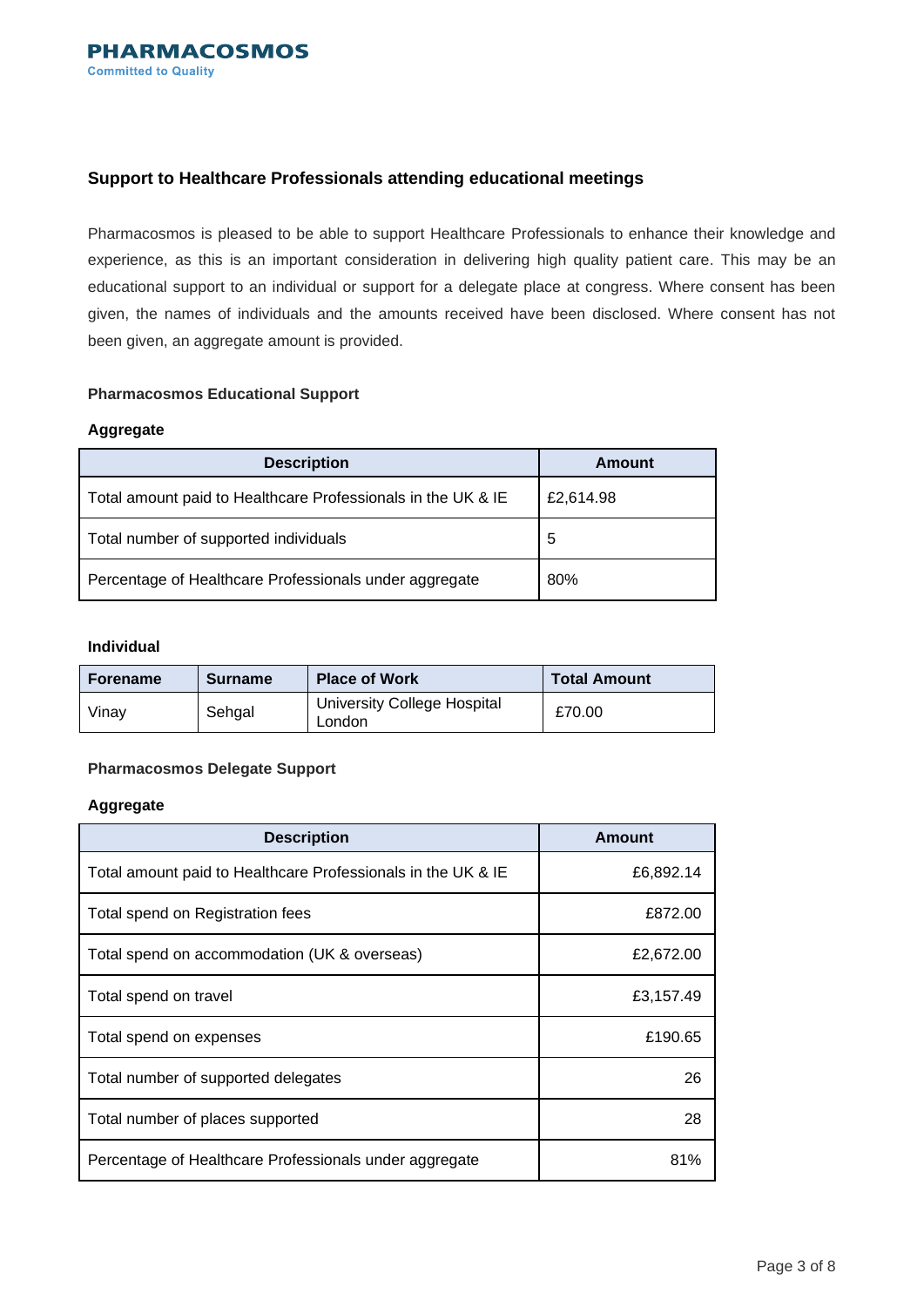PHARMACOSMOS
Committed to Quality

## Support to Healthcare Professionals attending educational meetings

Pharmacosmos is pleased to be able to support Healthcare Professionals to enhance their knowledge and experience, as this is an important consideration in delivering high quality patient care. This may be an educational support to an individual or support for a delegate place at congress. Where consent has been given, the names of individuals and the amounts received have been disclosed. Where consent has not been given, an aggregate amount is provided.

### Pharmacosmos Educational Support

#### Aggregate

| Description | Amount |
| --- | --- |
| Total amount paid to Healthcare Professionals in the UK & IE | £2,614.98 |
| Total number of supported individuals | 5 |
| Percentage of Healthcare Professionals under aggregate | 80% |

#### Individual

| Forename | Surname | Place of Work | Total Amount |
| --- | --- | --- | --- |
| Vinay | Sehgal | University College Hospital London | £70.00 |

### Pharmacosmos Delegate Support

#### Aggregate

| Description | Amount |
| --- | --- |
| Total amount paid to Healthcare Professionals in the UK & IE | £6,892.14 |
| Total spend on Registration fees | £872.00 |
| Total spend on accommodation (UK & overseas) | £2,672.00 |
| Total spend on travel | £3,157.49 |
| Total spend on expenses | £190.65 |
| Total number of supported delegates | 26 |
| Total number of places supported | 28 |
| Percentage of Healthcare Professionals under aggregate | 81% |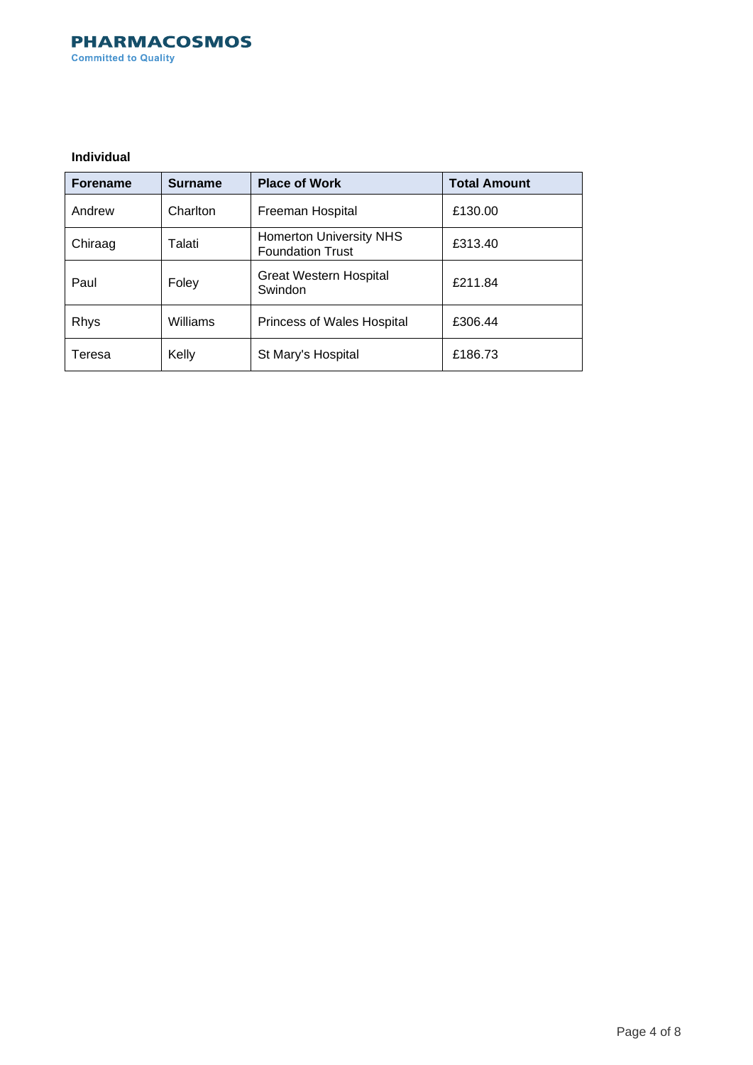**Individual**

| Forename | Surname | Place of Work | Total Amount |
| --- | --- | --- | --- |
| Andrew | Charlton | Freeman Hospital | £130.00 |
| Chiraag | Talati | Homerton University NHS Foundation Trust | £313.40 |
| Paul | Foley | Great Western Hospital Swindon | £211.84 |
| Rhys | Williams | Princess of Wales Hospital | £306.44 |
| Teresa | Kelly | St Mary's Hospital | £186.73 |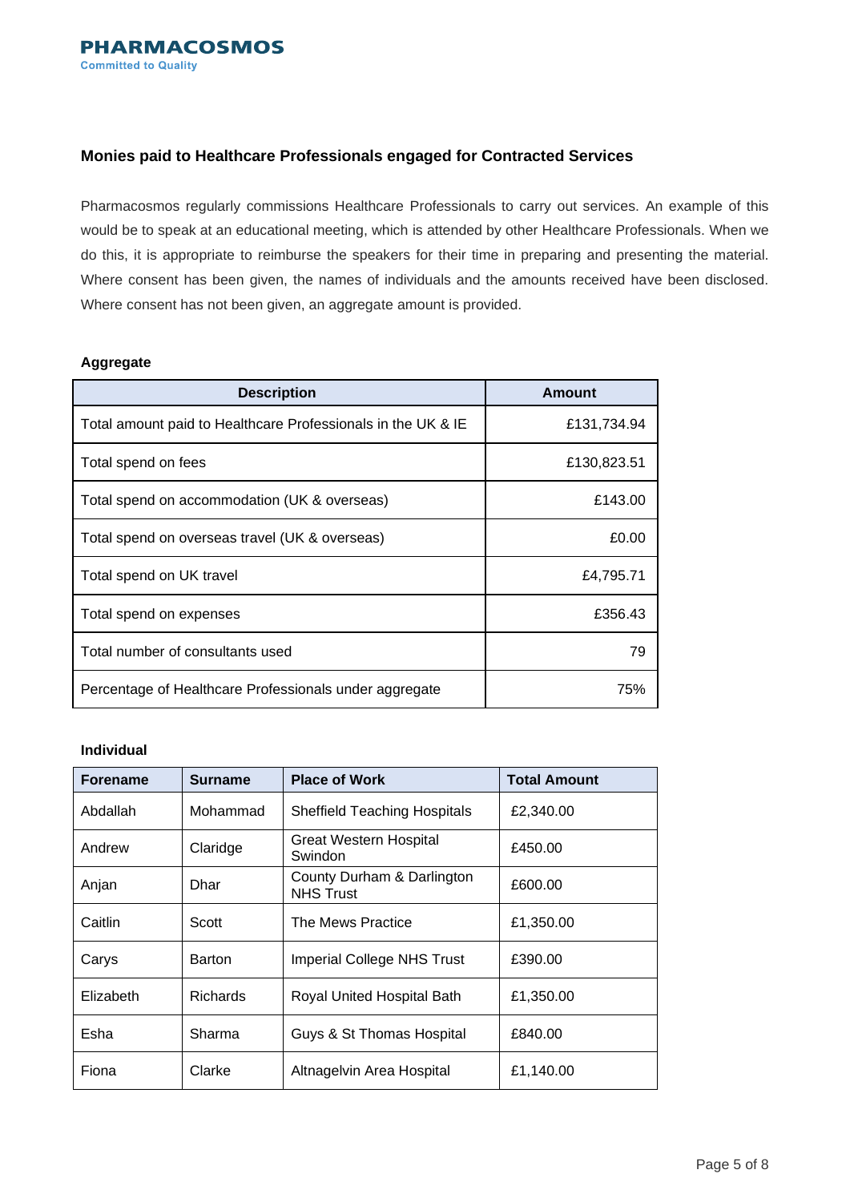**PHARMACOSMOS**
Committed to Quality

## Monies paid to Healthcare Professionals engaged for Contracted Services

Pharmacosmos regularly commissions Healthcare Professionals to carry out services. An example of this would be to speak at an educational meeting, which is attended by other Healthcare Professionals. When we do this, it is appropriate to reimburse the speakers for their time in preparing and presenting the material. Where consent has been given, the names of individuals and the amounts received have been disclosed. Where consent has not been given, an aggregate amount is provided.

### Aggregate

| Description | Amount |
|---|---|
| Total amount paid to Healthcare Professionals in the UK & IE | £131,734.94 |
| Total spend on fees | £130,823.51 |
| Total spend on accommodation (UK & overseas) | £143.00 |
| Total spend on overseas travel (UK & overseas) | £0.00 |
| Total spend on UK travel | £4,795.71 |
| Total spend on expenses | £356.43 |
| Total number of consultants used | 79 |
| Percentage of Healthcare Professionals under aggregate | 75% |

### Individual

| Forename | Surname | Place of Work | Total Amount |
|---|---|---|---|
| Abdallah | Mohammad | Sheffield Teaching Hospitals | £2,340.00 |
| Andrew | Claridge | Great Western Hospital Swindon | £450.00 |
| Anjan | Dhar | County Durham & Darlington NHS Trust | £600.00 |
| Caitlin | Scott | The Mews Practice | £1,350.00 |
| Carys | Barton | Imperial College NHS Trust | £390.00 |
| Elizabeth | Richards | Royal United Hospital Bath | £1,350.00 |
| Esha | Sharma | Guys & St Thomas Hospital | £840.00 |
| Fiona | Clarke | Altnagelvin Area Hospital | £1,140.00 |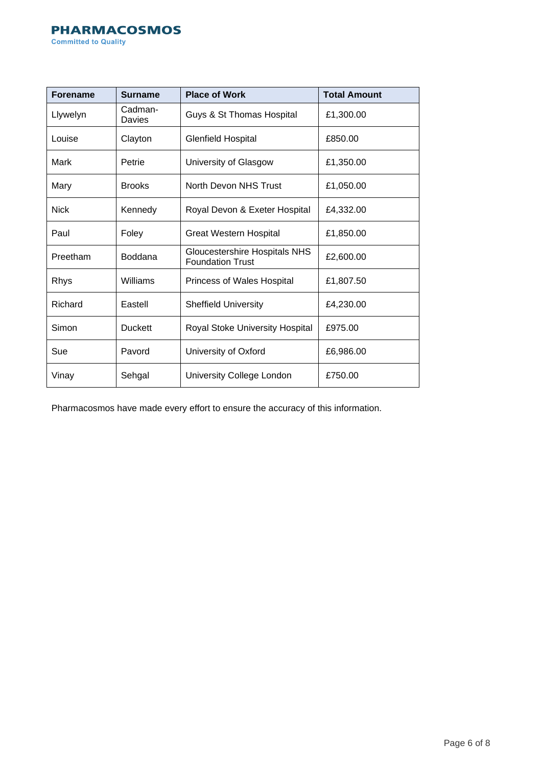| Forename | Surname | Place of Work | Total Amount |
|---|---|---|---|
| Llywelyn | Cadman-Davies | Guys & St Thomas Hospital | £1,300.00 |
| Louise | Clayton | Glenfield Hospital | £850.00 |
| Mark | Petrie | University of Glasgow | £1,350.00 |
| Mary | Brooks | North Devon NHS Trust | £1,050.00 |
| Nick | Kennedy | Royal Devon & Exeter Hospital | £4,332.00 |
| Paul | Foley | Great Western Hospital | £1,850.00 |
| Preetham | Boddana | Gloucestershire Hospitals NHS Foundation Trust | £2,600.00 |
| Rhys | Williams | Princess of Wales Hospital | £1,807.50 |
| Richard | Eastell | Sheffield University | £4,230.00 |
| Simon | Duckett | Royal Stoke University Hospital | £975.00 |
| Sue | Pavord | University of Oxford | £6,986.00 |
| Vinay | Sehgal | University College London | £750.00 |

Pharmacosmos have made every effort to ensure the accuracy of this information.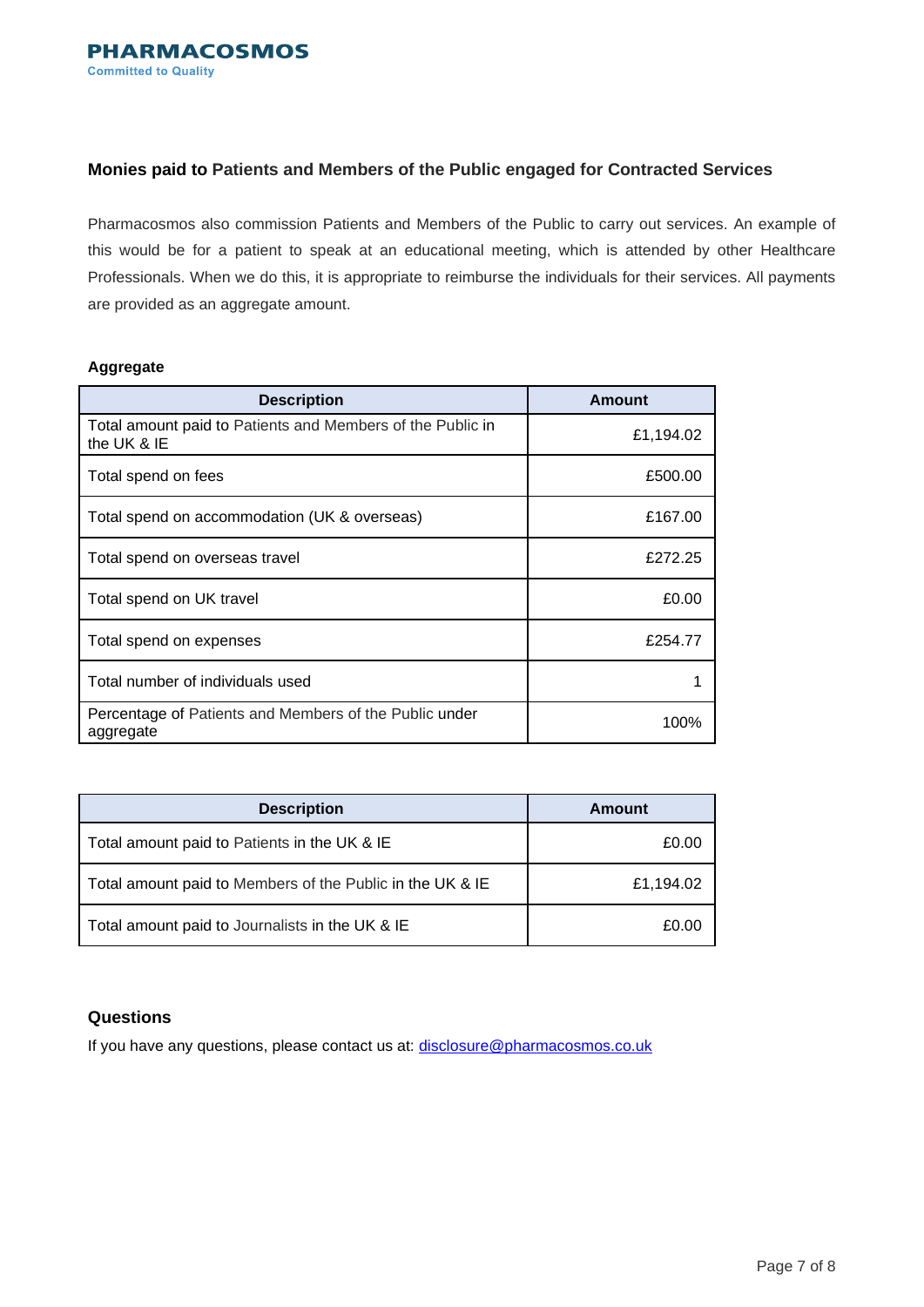PHARMACOSMOS
Committed to Quality

## Monies paid to Patients and Members of the Public engaged for Contracted Services

Pharmacosmos also commission Patients and Members of the Public to carry out services. An example of this would be for a patient to speak at an educational meeting, which is attended by other Healthcare Professionals. When we do this, it is appropriate to reimburse the individuals for their services. All payments are provided as an aggregate amount.

**Aggregate**

| Description | Amount |
| --- | --- |
| Total amount paid to Patients and Members of the Public in the UK & IE | £1,194.02 |
| Total spend on fees | £500.00 |
| Total spend on accommodation (UK & overseas) | £167.00 |
| Total spend on overseas travel | £272.25 |
| Total spend on UK travel | £0.00 |
| Total spend on expenses | £254.77 |
| Total number of individuals used | 1 |
| Percentage of Patients and Members of the Public under aggregate | 100% |

| Description | Amount |
| --- | --- |
| Total amount paid to Patients in the UK & IE | £0.00 |
| Total amount paid to Members of the Public in the UK & IE | £1,194.02 |
| Total amount paid to Journalists in the UK & IE | £0.00 |

### Questions

If you have any questions, please contact us at: disclosure@pharmacosmos.co.uk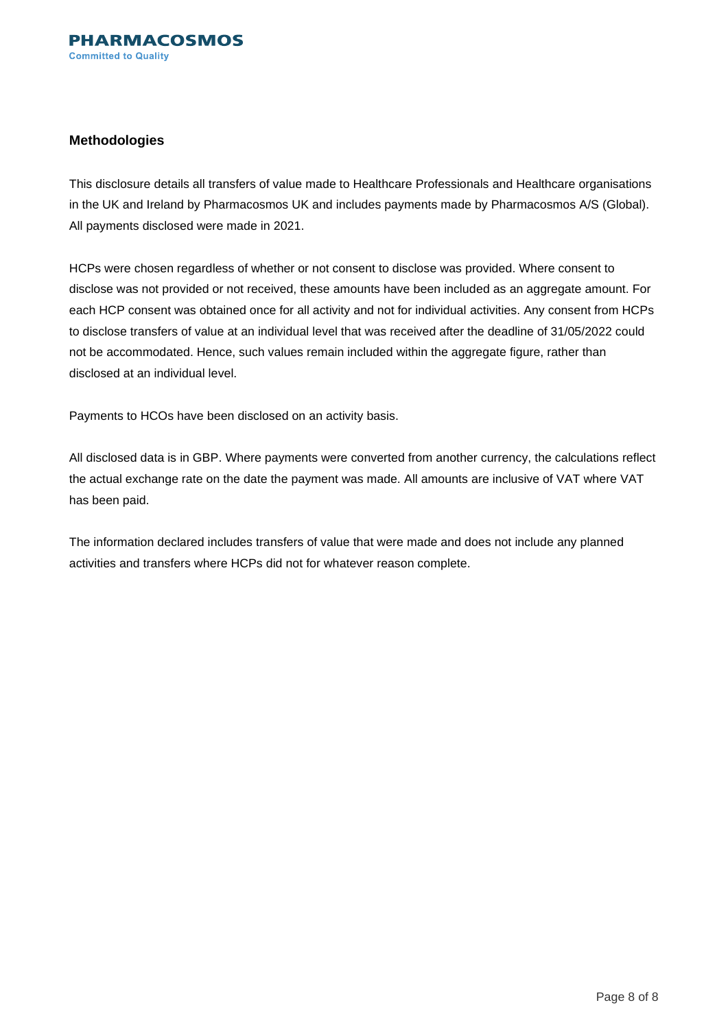## Methodologies

This disclosure details all transfers of value made to Healthcare Professionals and Healthcare organisations in the UK and Ireland by Pharmacosmos UK and includes payments made by Pharmacosmos A/S (Global). All payments disclosed were made in 2021.

HCPs were chosen regardless of whether or not consent to disclose was provided. Where consent to disclose was not provided or not received, these amounts have been included as an aggregate amount. For each HCP consent was obtained once for all activity and not for individual activities. Any consent from HCPs to disclose transfers of value at an individual level that was received after the deadline of 31/05/2022 could not be accommodated. Hence, such values remain included within the aggregate figure, rather than disclosed at an individual level.

Payments to HCOs have been disclosed on an activity basis.

All disclosed data is in GBP. Where payments were converted from another currency, the calculations reflect the actual exchange rate on the date the payment was made. All amounts are inclusive of VAT where VAT has been paid.

The information declared includes transfers of value that were made and does not include any planned activities and transfers where HCPs did not for whatever reason complete.